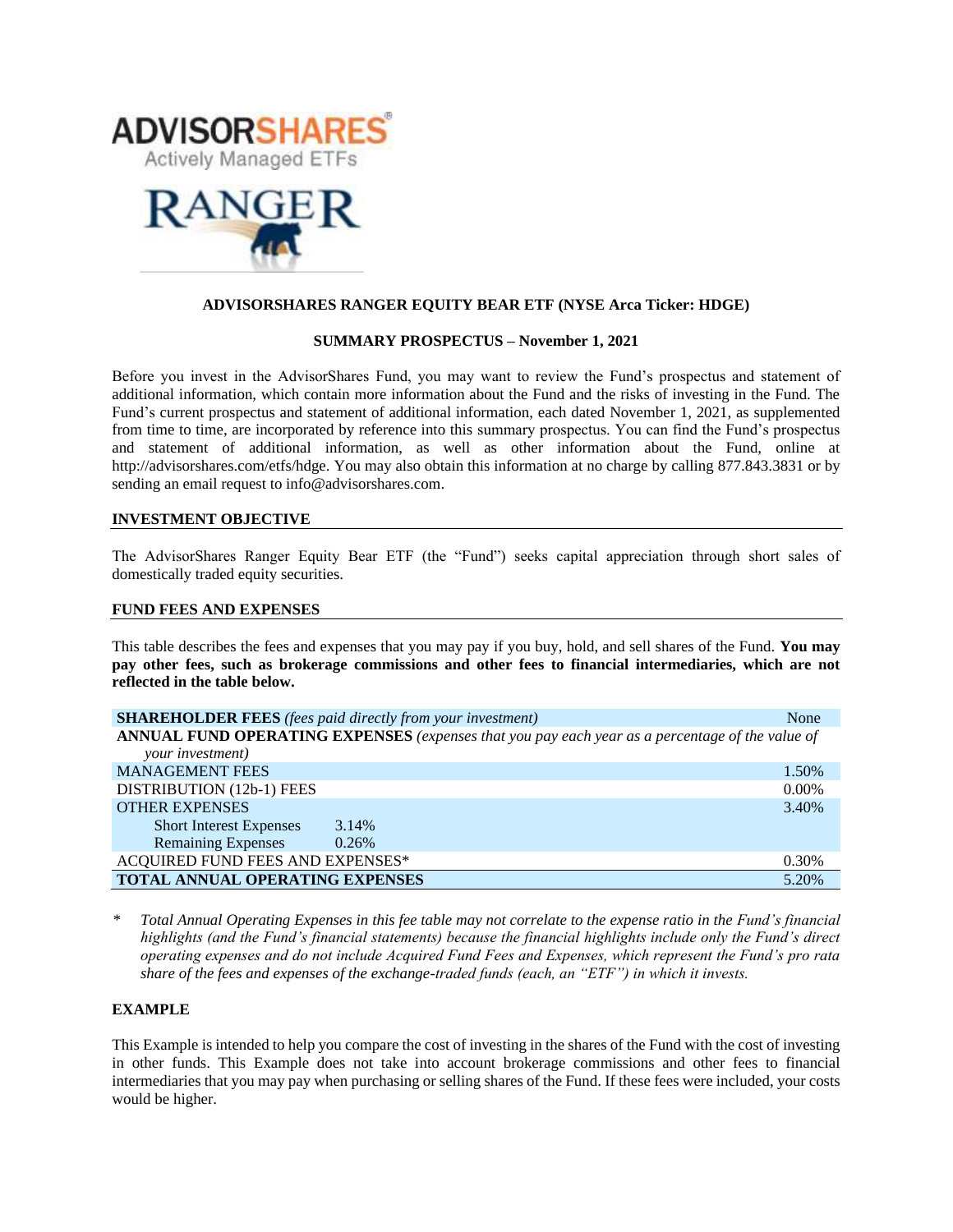**ADVISORSHARES**
Actively Managed ETFs

**RANGER**

**ADVISORSHARES RANGER EQUITY BEAR ETF (NYSE Arca Ticker: HDGE)**

**SUMMARY PROSPECTUS – November 1, 2021**

Before you invest in the AdvisorShares Fund, you may want to review the Fund's prospectus and statement of additional information, which contain more information about the Fund and the risks of investing in the Fund. The Fund's current prospectus and statement of additional information, each dated November 1, 2021, as supplemented from time to time, are incorporated by reference into this summary prospectus. You can find the Fund's prospectus and statement of additional information, as well as other information about the Fund, online at http://advisorshares.com/etfs/hdge. You may also obtain this information at no charge by calling 877.843.3831 or by sending an email request to info@advisorshares.com.

## INVESTMENT OBJECTIVE

The AdvisorShares Ranger Equity Bear ETF (the "Fund") seeks capital appreciation through short sales of domestically traded equity securities.

## FUND FEES AND EXPENSES

This table describes the fees and expenses that you may pay if you buy, hold, and sell shares of the Fund. **You may pay other fees, such as brokerage commissions and other fees to financial intermediaries, which are not reflected in the table below.**

| | | |
|---|---|---|
| **SHAREHOLDER FEES** *(fees paid directly from your investment)* | | None |
| **ANNUAL FUND OPERATING EXPENSES** *(expenses that you pay each year as a percentage of the value of your investment)* | | |
| MANAGEMENT FEES | | 1.50% |
| DISTRIBUTION (12b-1) FEES | | 0.00% |
| OTHER EXPENSES | | 3.40% |
| Short Interest Expenses | 3.14% | |
| Remaining Expenses | 0.26% | |
| ACQUIRED FUND FEES AND EXPENSES* | | 0.30% |
| **TOTAL ANNUAL OPERATING EXPENSES** | | 5.20% |

\* *Total Annual Operating Expenses in this fee table may not correlate to the expense ratio in the Fund's financial highlights (and the Fund's financial statements) because the financial highlights include only the Fund's direct operating expenses and do not include Acquired Fund Fees and Expenses, which represent the Fund's pro rata share of the fees and expenses of the exchange-traded funds (each, an "ETF") in which it invests.*

## EXAMPLE

This Example is intended to help you compare the cost of investing in the shares of the Fund with the cost of investing in other funds. This Example does not take into account brokerage commissions and other fees to financial intermediaries that you may pay when purchasing or selling shares of the Fund. If these fees were included, your costs would be higher.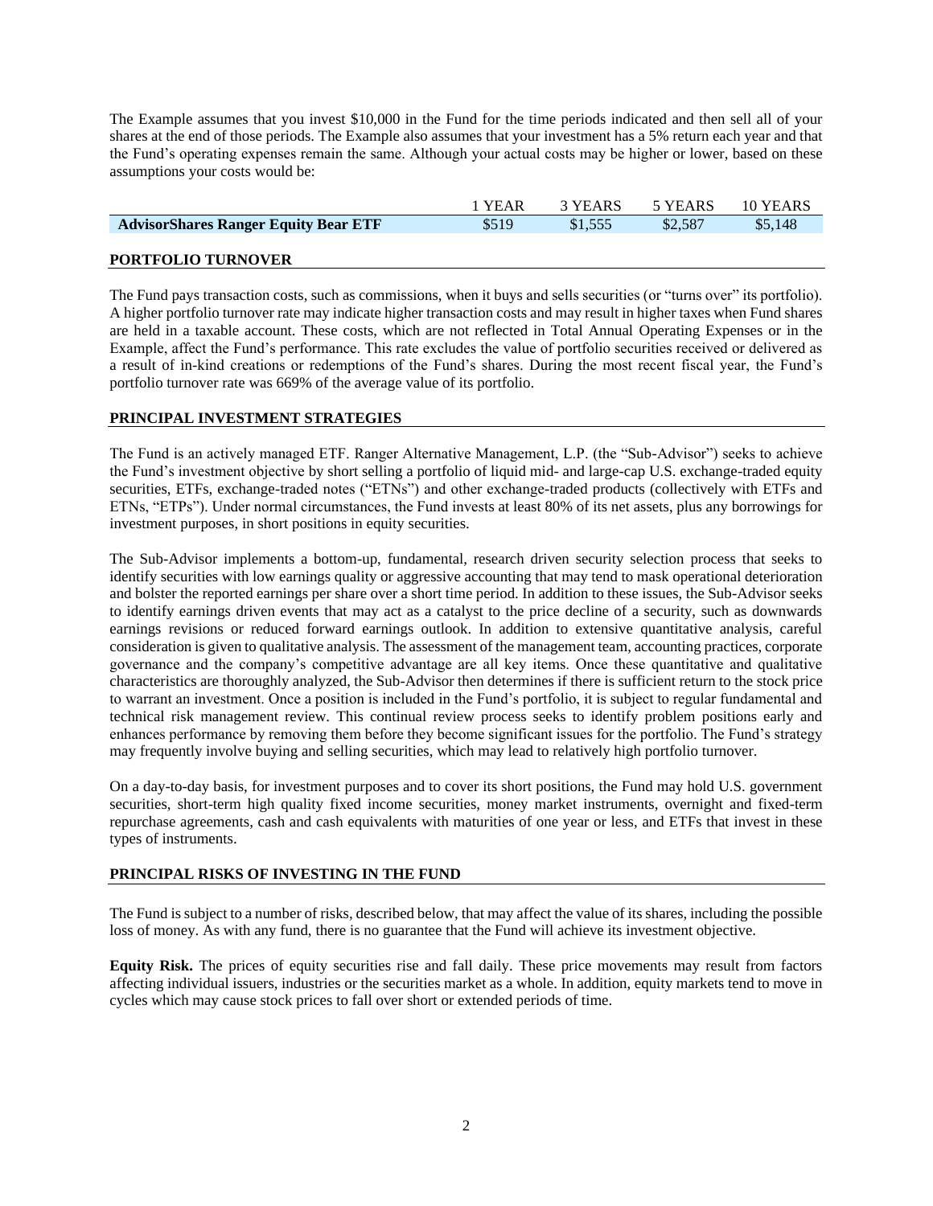The Example assumes that you invest $10,000 in the Fund for the time periods indicated and then sell all of your shares at the end of those periods. The Example also assumes that your investment has a 5% return each year and that the Fund's operating expenses remain the same. Although your actual costs may be higher or lower, based on these assumptions your costs would be:

| | 1 YEAR | 3 YEARS | 5 YEARS | 10 YEARS |
|---|---|---|---|---|
| **AdvisorShares Ranger Equity Bear ETF** | $519 | $1,555 | $2,587 | $5,148 |

## PORTFOLIO TURNOVER

The Fund pays transaction costs, such as commissions, when it buys and sells securities (or "turns over" its portfolio). A higher portfolio turnover rate may indicate higher transaction costs and may result in higher taxes when Fund shares are held in a taxable account. These costs, which are not reflected in Total Annual Operating Expenses or in the Example, affect the Fund's performance. This rate excludes the value of portfolio securities received or delivered as a result of in-kind creations or redemptions of the Fund's shares. During the most recent fiscal year, the Fund's portfolio turnover rate was 669% of the average value of its portfolio.

## PRINCIPAL INVESTMENT STRATEGIES

The Fund is an actively managed ETF. Ranger Alternative Management, L.P. (the "Sub-Advisor") seeks to achieve the Fund's investment objective by short selling a portfolio of liquid mid- and large-cap U.S. exchange-traded equity securities, ETFs, exchange-traded notes ("ETNs") and other exchange-traded products (collectively with ETFs and ETNs, "ETPs"). Under normal circumstances, the Fund invests at least 80% of its net assets, plus any borrowings for investment purposes, in short positions in equity securities.

The Sub-Advisor implements a bottom-up, fundamental, research driven security selection process that seeks to identify securities with low earnings quality or aggressive accounting that may tend to mask operational deterioration and bolster the reported earnings per share over a short time period. In addition to these issues, the Sub-Advisor seeks to identify earnings driven events that may act as a catalyst to the price decline of a security, such as downwards earnings revisions or reduced forward earnings outlook. In addition to extensive quantitative analysis, careful consideration is given to qualitative analysis. The assessment of the management team, accounting practices, corporate governance and the company's competitive advantage are all key items. Once these quantitative and qualitative characteristics are thoroughly analyzed, the Sub-Advisor then determines if there is sufficient return to the stock price to warrant an investment. Once a position is included in the Fund's portfolio, it is subject to regular fundamental and technical risk management review. This continual review process seeks to identify problem positions early and enhances performance by removing them before they become significant issues for the portfolio. The Fund's strategy may frequently involve buying and selling securities, which may lead to relatively high portfolio turnover.

On a day-to-day basis, for investment purposes and to cover its short positions, the Fund may hold U.S. government securities, short-term high quality fixed income securities, money market instruments, overnight and fixed-term repurchase agreements, cash and cash equivalents with maturities of one year or less, and ETFs that invest in these types of instruments.

## PRINCIPAL RISKS OF INVESTING IN THE FUND

The Fund is subject to a number of risks, described below, that may affect the value of its shares, including the possible loss of money. As with any fund, there is no guarantee that the Fund will achieve its investment objective.

**Equity Risk.** The prices of equity securities rise and fall daily. These price movements may result from factors affecting individual issuers, industries or the securities market as a whole. In addition, equity markets tend to move in cycles which may cause stock prices to fall over short or extended periods of time.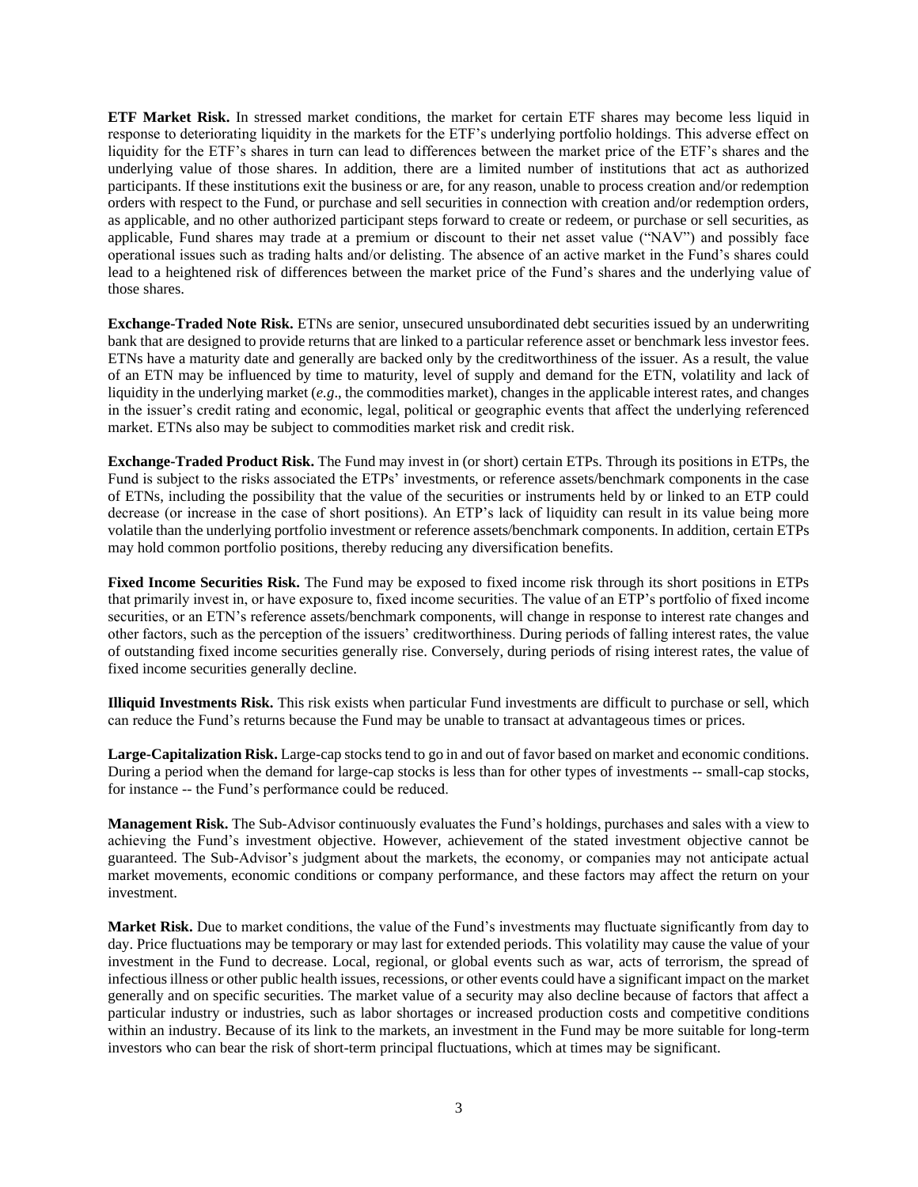**ETF Market Risk.** In stressed market conditions, the market for certain ETF shares may become less liquid in response to deteriorating liquidity in the markets for the ETF's underlying portfolio holdings. This adverse effect on liquidity for the ETF's shares in turn can lead to differences between the market price of the ETF's shares and the underlying value of those shares. In addition, there are a limited number of institutions that act as authorized participants. If these institutions exit the business or are, for any reason, unable to process creation and/or redemption orders with respect to the Fund, or purchase and sell securities in connection with creation and/or redemption orders, as applicable, and no other authorized participant steps forward to create or redeem, or purchase or sell securities, as applicable, Fund shares may trade at a premium or discount to their net asset value ("NAV") and possibly face operational issues such as trading halts and/or delisting. The absence of an active market in the Fund's shares could lead to a heightened risk of differences between the market price of the Fund's shares and the underlying value of those shares.

**Exchange-Traded Note Risk.** ETNs are senior, unsecured unsubordinated debt securities issued by an underwriting bank that are designed to provide returns that are linked to a particular reference asset or benchmark less investor fees. ETNs have a maturity date and generally are backed only by the creditworthiness of the issuer. As a result, the value of an ETN may be influenced by time to maturity, level of supply and demand for the ETN, volatility and lack of liquidity in the underlying market (*e.g*., the commodities market), changes in the applicable interest rates, and changes in the issuer's credit rating and economic, legal, political or geographic events that affect the underlying referenced market. ETNs also may be subject to commodities market risk and credit risk.

**Exchange-Traded Product Risk.** The Fund may invest in (or short) certain ETPs. Through its positions in ETPs, the Fund is subject to the risks associated the ETPs' investments, or reference assets/benchmark components in the case of ETNs, including the possibility that the value of the securities or instruments held by or linked to an ETP could decrease (or increase in the case of short positions). An ETP's lack of liquidity can result in its value being more volatile than the underlying portfolio investment or reference assets/benchmark components. In addition, certain ETPs may hold common portfolio positions, thereby reducing any diversification benefits.

**Fixed Income Securities Risk.** The Fund may be exposed to fixed income risk through its short positions in ETPs that primarily invest in, or have exposure to, fixed income securities. The value of an ETP's portfolio of fixed income securities, or an ETN's reference assets/benchmark components, will change in response to interest rate changes and other factors, such as the perception of the issuers' creditworthiness. During periods of falling interest rates, the value of outstanding fixed income securities generally rise. Conversely, during periods of rising interest rates, the value of fixed income securities generally decline.

**Illiquid Investments Risk.** This risk exists when particular Fund investments are difficult to purchase or sell, which can reduce the Fund's returns because the Fund may be unable to transact at advantageous times or prices.

**Large-Capitalization Risk.** Large-cap stocks tend to go in and out of favor based on market and economic conditions. During a period when the demand for large-cap stocks is less than for other types of investments -- small-cap stocks, for instance -- the Fund's performance could be reduced.

**Management Risk.** The Sub-Advisor continuously evaluates the Fund's holdings, purchases and sales with a view to achieving the Fund's investment objective. However, achievement of the stated investment objective cannot be guaranteed. The Sub-Advisor's judgment about the markets, the economy, or companies may not anticipate actual market movements, economic conditions or company performance, and these factors may affect the return on your investment.

**Market Risk.** Due to market conditions, the value of the Fund's investments may fluctuate significantly from day to day. Price fluctuations may be temporary or may last for extended periods. This volatility may cause the value of your investment in the Fund to decrease. Local, regional, or global events such as war, acts of terrorism, the spread of infectious illness or other public health issues, recessions, or other events could have a significant impact on the market generally and on specific securities. The market value of a security may also decline because of factors that affect a particular industry or industries, such as labor shortages or increased production costs and competitive conditions within an industry. Because of its link to the markets, an investment in the Fund may be more suitable for long-term investors who can bear the risk of short-term principal fluctuations, which at times may be significant.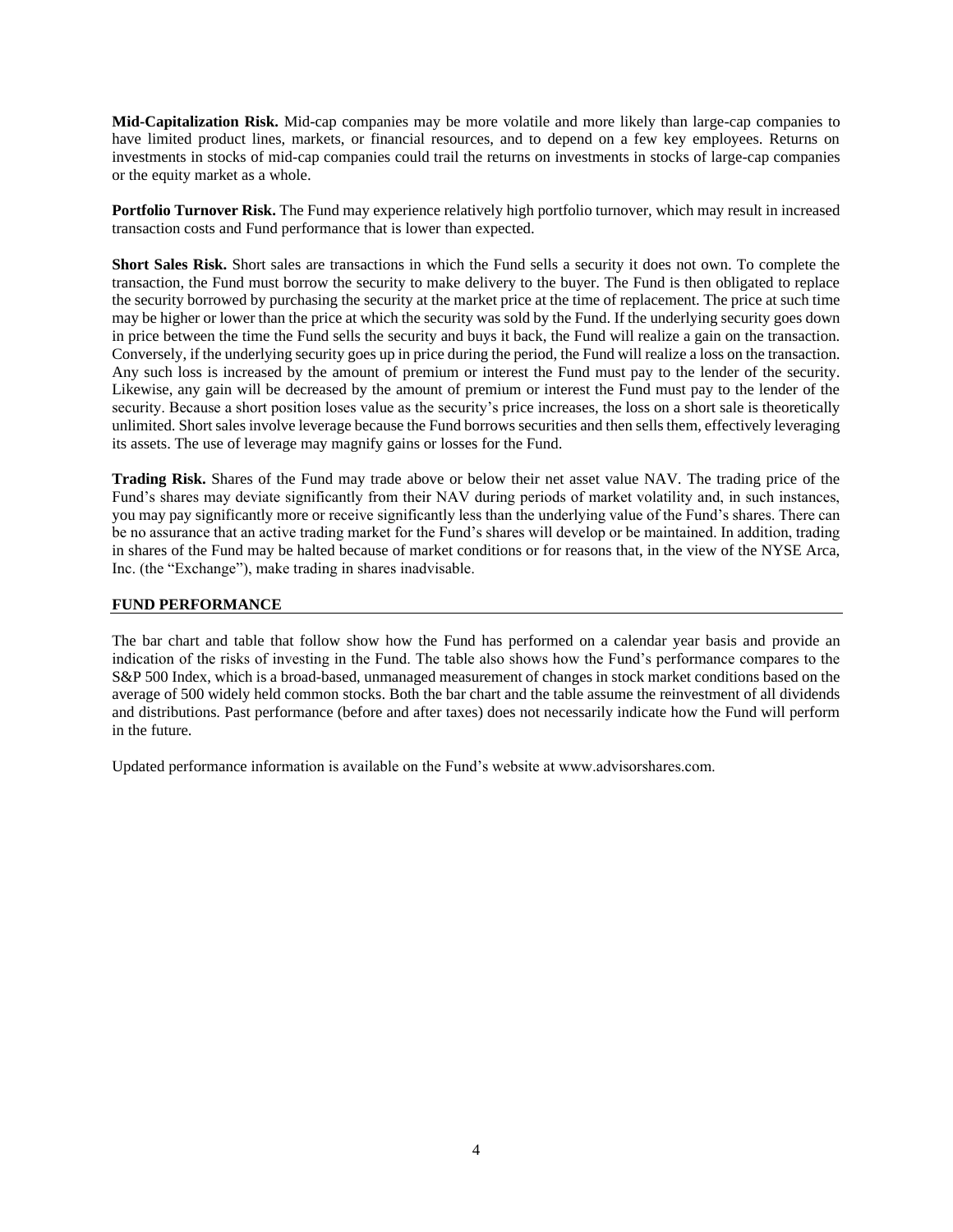**Mid-Capitalization Risk.** Mid-cap companies may be more volatile and more likely than large-cap companies to have limited product lines, markets, or financial resources, and to depend on a few key employees. Returns on investments in stocks of mid-cap companies could trail the returns on investments in stocks of large-cap companies or the equity market as a whole.

**Portfolio Turnover Risk.** The Fund may experience relatively high portfolio turnover, which may result in increased transaction costs and Fund performance that is lower than expected.

**Short Sales Risk.** Short sales are transactions in which the Fund sells a security it does not own. To complete the transaction, the Fund must borrow the security to make delivery to the buyer. The Fund is then obligated to replace the security borrowed by purchasing the security at the market price at the time of replacement. The price at such time may be higher or lower than the price at which the security was sold by the Fund. If the underlying security goes down in price between the time the Fund sells the security and buys it back, the Fund will realize a gain on the transaction. Conversely, if the underlying security goes up in price during the period, the Fund will realize a loss on the transaction. Any such loss is increased by the amount of premium or interest the Fund must pay to the lender of the security. Likewise, any gain will be decreased by the amount of premium or interest the Fund must pay to the lender of the security. Because a short position loses value as the security's price increases, the loss on a short sale is theoretically unlimited. Short sales involve leverage because the Fund borrows securities and then sells them, effectively leveraging its assets. The use of leverage may magnify gains or losses for the Fund.

**Trading Risk.** Shares of the Fund may trade above or below their net asset value NAV. The trading price of the Fund's shares may deviate significantly from their NAV during periods of market volatility and, in such instances, you may pay significantly more or receive significantly less than the underlying value of the Fund's shares. There can be no assurance that an active trading market for the Fund's shares will develop or be maintained. In addition, trading in shares of the Fund may be halted because of market conditions or for reasons that, in the view of the NYSE Arca, Inc. (the "Exchange"), make trading in shares inadvisable.

## FUND PERFORMANCE

The bar chart and table that follow show how the Fund has performed on a calendar year basis and provide an indication of the risks of investing in the Fund. The table also shows how the Fund's performance compares to the S&P 500 Index, which is a broad-based, unmanaged measurement of changes in stock market conditions based on the average of 500 widely held common stocks. Both the bar chart and the table assume the reinvestment of all dividends and distributions. Past performance (before and after taxes) does not necessarily indicate how the Fund will perform in the future.

Updated performance information is available on the Fund's website at www.advisorshares.com.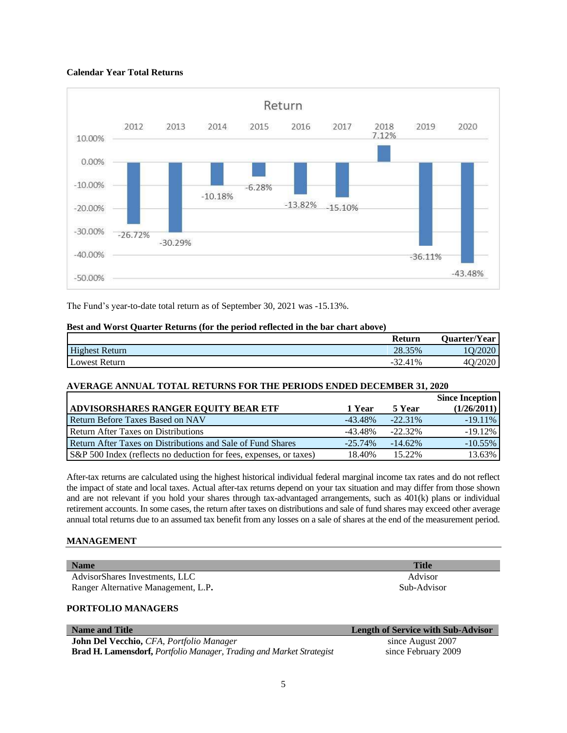**Calendar Year Total Returns**

| Year | Return |
|---|---|
| 2012 | -26.72% |
| 2013 | -30.29% |
| 2014 | -10.18% |
| 2015 | -6.28% |
| 2016 | -13.82% |
| 2017 | -15.10% |
| 2018 | 7.12% |
| 2019 | -36.11% |
| 2020 | -43.48% |

The Fund's year-to-date total return as of September 30, 2021 was -15.13%.

**Best and Worst Quarter Returns (for the period reflected in the bar chart above)**

| | Return | Quarter/Year |
|---|---|---|
| Highest Return | 28.35% | 1Q/2020 |
| Lowest Return | -32.41% | 4Q/2020 |

**AVERAGE ANNUAL TOTAL RETURNS FOR THE PERIODS ENDED DECEMBER 31, 2020**

| ADVISORSHARES RANGER EQUITY BEAR ETF | 1 Year | 5 Year | Since Inception (1/26/2011) |
|---|---|---|---|
| Return Before Taxes Based on NAV | -43.48% | -22.31% | -19.11% |
| Return After Taxes on Distributions | -43.48% | -22.32% | -19.12% |
| Return After Taxes on Distributions and Sale of Fund Shares | -25.74% | -14.62% | -10.55% |
| S&P 500 Index (reflects no deduction for fees, expenses, or taxes) | 18.40% | 15.22% | 13.63% |

After-tax returns are calculated using the highest historical individual federal marginal income tax rates and do not reflect the impact of state and local taxes. Actual after-tax returns depend on your tax situation and may differ from those shown and are not relevant if you hold your shares through tax-advantaged arrangements, such as 401(k) plans or individual retirement accounts. In some cases, the return after taxes on distributions and sale of fund shares may exceed other average annual total returns due to an assumed tax benefit from any losses on a sale of shares at the end of the measurement period.

## MANAGEMENT

| Name | Title |
|---|---|
| AdvisorShares Investments, LLC | Advisor |
| Ranger Alternative Management, L.P. | Sub-Advisor |

## PORTFOLIO MANAGERS

| Name and Title | Length of Service with Sub-Advisor |
|---|---|
| **John Del Vecchio,** *CFA, Portfolio Manager* | since August 2007 |
| **Brad H. Lamensdorf,** *Portfolio Manager, Trading and Market Strategist* | since February 2009 |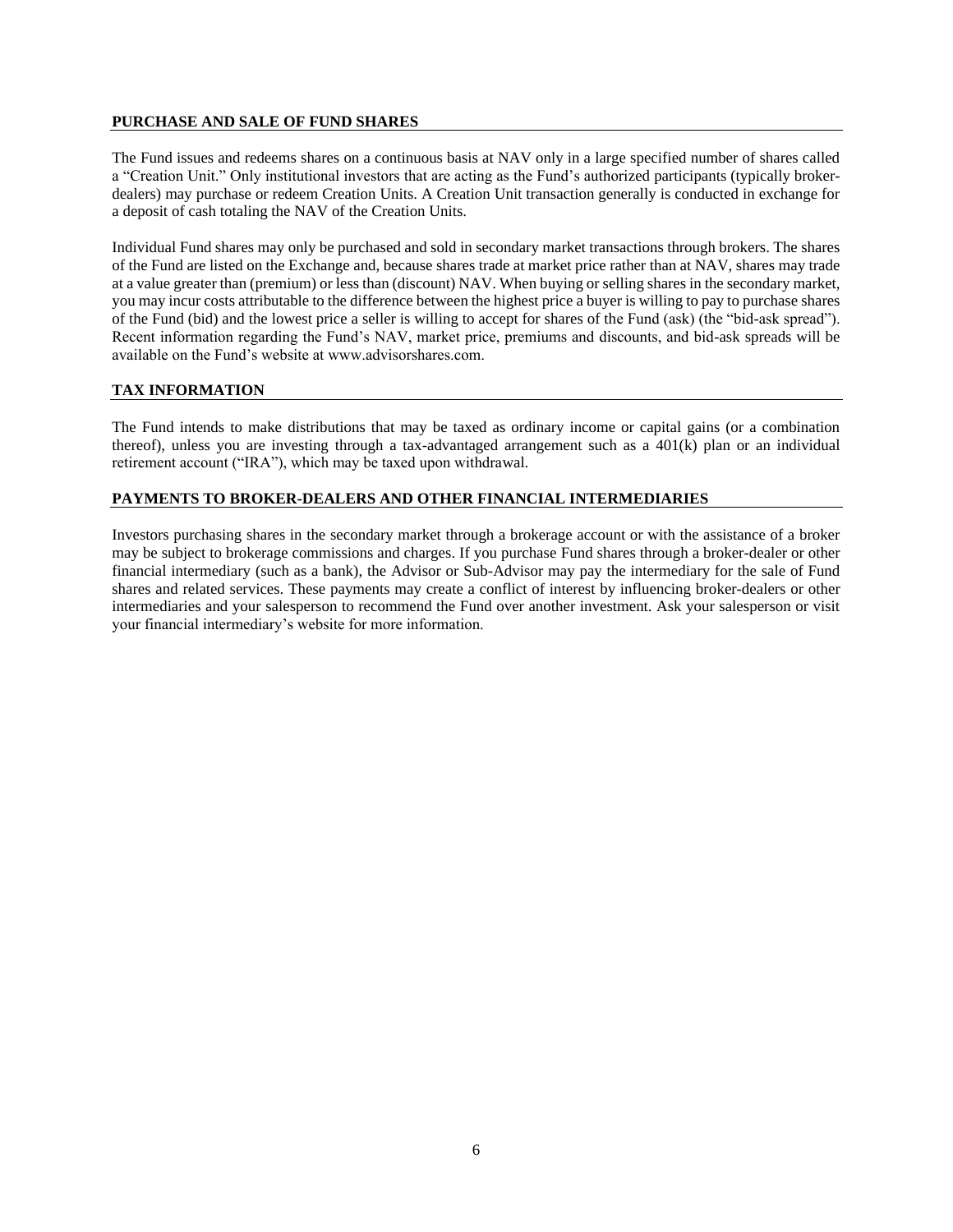## PURCHASE AND SALE OF FUND SHARES

The Fund issues and redeems shares on a continuous basis at NAV only in a large specified number of shares called a "Creation Unit." Only institutional investors that are acting as the Fund's authorized participants (typically broker-dealers) may purchase or redeem Creation Units. A Creation Unit transaction generally is conducted in exchange for a deposit of cash totaling the NAV of the Creation Units.

Individual Fund shares may only be purchased and sold in secondary market transactions through brokers. The shares of the Fund are listed on the Exchange and, because shares trade at market price rather than at NAV, shares may trade at a value greater than (premium) or less than (discount) NAV. When buying or selling shares in the secondary market, you may incur costs attributable to the difference between the highest price a buyer is willing to pay to purchase shares of the Fund (bid) and the lowest price a seller is willing to accept for shares of the Fund (ask) (the "bid-ask spread"). Recent information regarding the Fund's NAV, market price, premiums and discounts, and bid-ask spreads will be available on the Fund's website at www.advisorshares.com.

## TAX INFORMATION

The Fund intends to make distributions that may be taxed as ordinary income or capital gains (or a combination thereof), unless you are investing through a tax-advantaged arrangement such as a 401(k) plan or an individual retirement account ("IRA"), which may be taxed upon withdrawal.

## PAYMENTS TO BROKER-DEALERS AND OTHER FINANCIAL INTERMEDIARIES

Investors purchasing shares in the secondary market through a brokerage account or with the assistance of a broker may be subject to brokerage commissions and charges. If you purchase Fund shares through a broker-dealer or other financial intermediary (such as a bank), the Advisor or Sub-Advisor may pay the intermediary for the sale of Fund shares and related services. These payments may create a conflict of interest by influencing broker-dealers or other intermediaries and your salesperson to recommend the Fund over another investment. Ask your salesperson or visit your financial intermediary's website for more information.